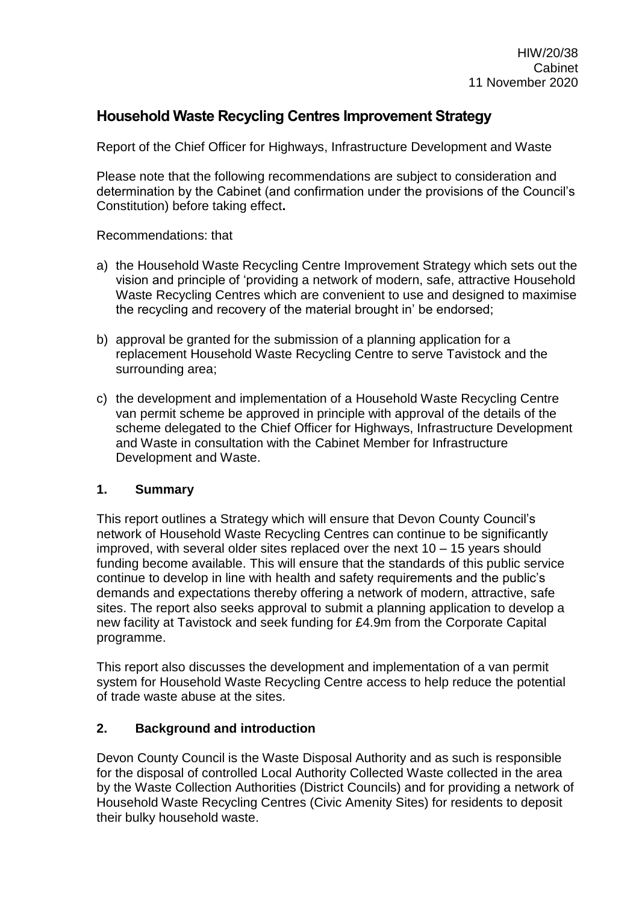HIW/20/38
Cabinet
11 November 2020

# Household Waste Recycling Centres Improvement Strategy

Report of the Chief Officer for Highways, Infrastructure Development and Waste

Please note that the following recommendations are subject to consideration and determination by the Cabinet (and confirmation under the provisions of the Council's Constitution) before taking effect**.**

Recommendations: that

a) the Household Waste Recycling Centre Improvement Strategy which sets out the vision and principle of 'providing a network of modern, safe, attractive Household Waste Recycling Centres which are convenient to use and designed to maximise the recycling and recovery of the material brought in' be endorsed;

b) approval be granted for the submission of a planning application for a replacement Household Waste Recycling Centre to serve Tavistock and the surrounding area;

c) the development and implementation of a Household Waste Recycling Centre van permit scheme be approved in principle with approval of the details of the scheme delegated to the Chief Officer for Highways, Infrastructure Development and Waste in consultation with the Cabinet Member for Infrastructure Development and Waste.

## 1. Summary

This report outlines a Strategy which will ensure that Devon County Council's network of Household Waste Recycling Centres can continue to be significantly improved, with several older sites replaced over the next 10 – 15 years should funding become available. This will ensure that the standards of this public service continue to develop in line with health and safety requirements and the public's demands and expectations thereby offering a network of modern, attractive, safe sites. The report also seeks approval to submit a planning application to develop a new facility at Tavistock and seek funding for £4.9m from the Corporate Capital programme.

This report also discusses the development and implementation of a van permit system for Household Waste Recycling Centre access to help reduce the potential of trade waste abuse at the sites.

## 2. Background and introduction

Devon County Council is the Waste Disposal Authority and as such is responsible for the disposal of controlled Local Authority Collected Waste collected in the area by the Waste Collection Authorities (District Councils) and for providing a network of Household Waste Recycling Centres (Civic Amenity Sites) for residents to deposit their bulky household waste.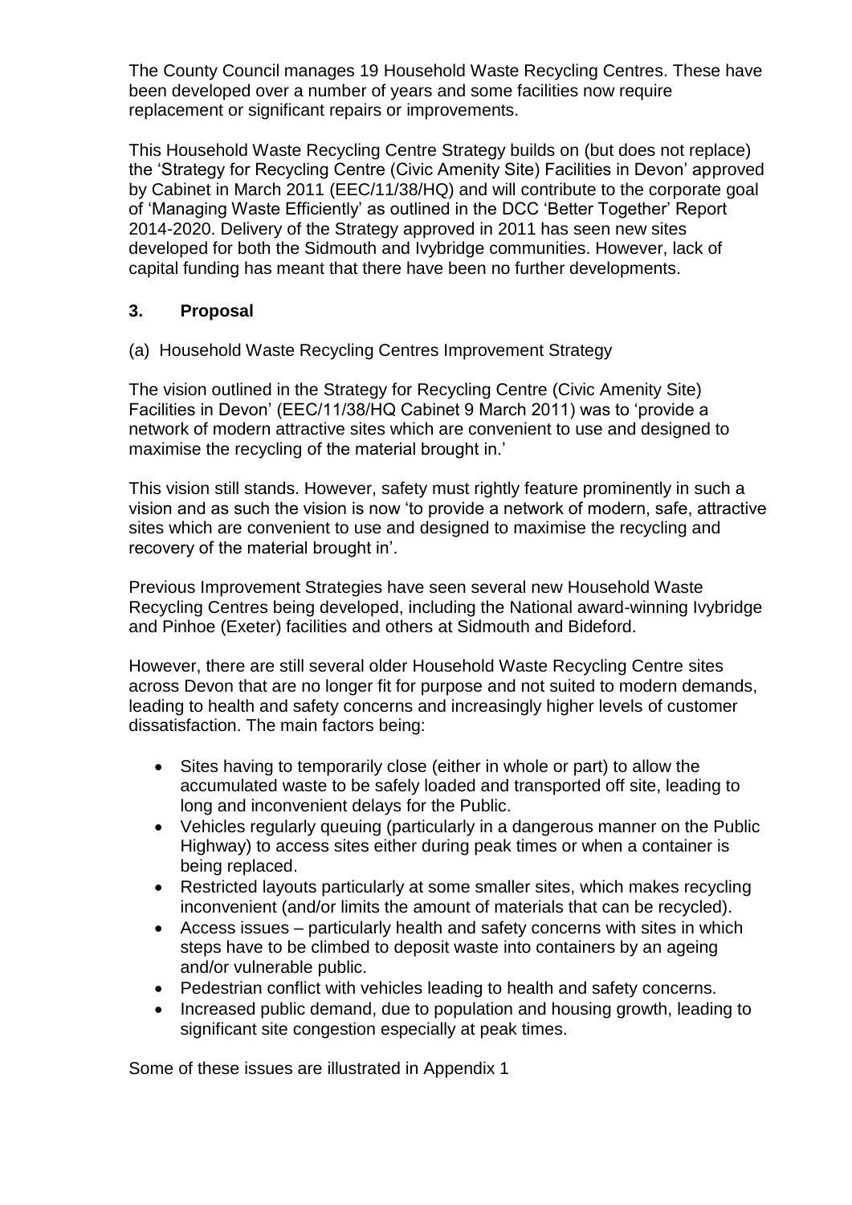The County Council manages 19 Household Waste Recycling Centres. These have been developed over a number of years and some facilities now require replacement or significant repairs or improvements.

This Household Waste Recycling Centre Strategy builds on (but does not replace) the 'Strategy for Recycling Centre (Civic Amenity Site) Facilities in Devon' approved by Cabinet in March 2011 (EEC/11/38/HQ) and will contribute to the corporate goal of 'Managing Waste Efficiently' as outlined in the DCC 'Better Together' Report 2014-2020. Delivery of the Strategy approved in 2011 has seen new sites developed for both the Sidmouth and Ivybridge communities. However, lack of capital funding has meant that there have been no further developments.

## 3. Proposal

(a) Household Waste Recycling Centres Improvement Strategy

The vision outlined in the Strategy for Recycling Centre (Civic Amenity Site) Facilities in Devon' (EEC/11/38/HQ Cabinet 9 March 2011) was to 'provide a network of modern attractive sites which are convenient to use and designed to maximise the recycling of the material brought in.'

This vision still stands. However, safety must rightly feature prominently in such a vision and as such the vision is now 'to provide a network of modern, safe, attractive sites which are convenient to use and designed to maximise the recycling and recovery of the material brought in'.

Previous Improvement Strategies have seen several new Household Waste Recycling Centres being developed, including the National award-winning Ivybridge and Pinhoe (Exeter) facilities and others at Sidmouth and Bideford.

However, there are still several older Household Waste Recycling Centre sites across Devon that are no longer fit for purpose and not suited to modern demands, leading to health and safety concerns and increasingly higher levels of customer dissatisfaction. The main factors being:

- Sites having to temporarily close (either in whole or part) to allow the accumulated waste to be safely loaded and transported off site, leading to long and inconvenient delays for the Public.
- Vehicles regularly queuing (particularly in a dangerous manner on the Public Highway) to access sites either during peak times or when a container is being replaced.
- Restricted layouts particularly at some smaller sites, which makes recycling inconvenient (and/or limits the amount of materials that can be recycled).
- Access issues – particularly health and safety concerns with sites in which steps have to be climbed to deposit waste into containers by an ageing and/or vulnerable public.
- Pedestrian conflict with vehicles leading to health and safety concerns.
- Increased public demand, due to population and housing growth, leading to significant site congestion especially at peak times.

Some of these issues are illustrated in Appendix 1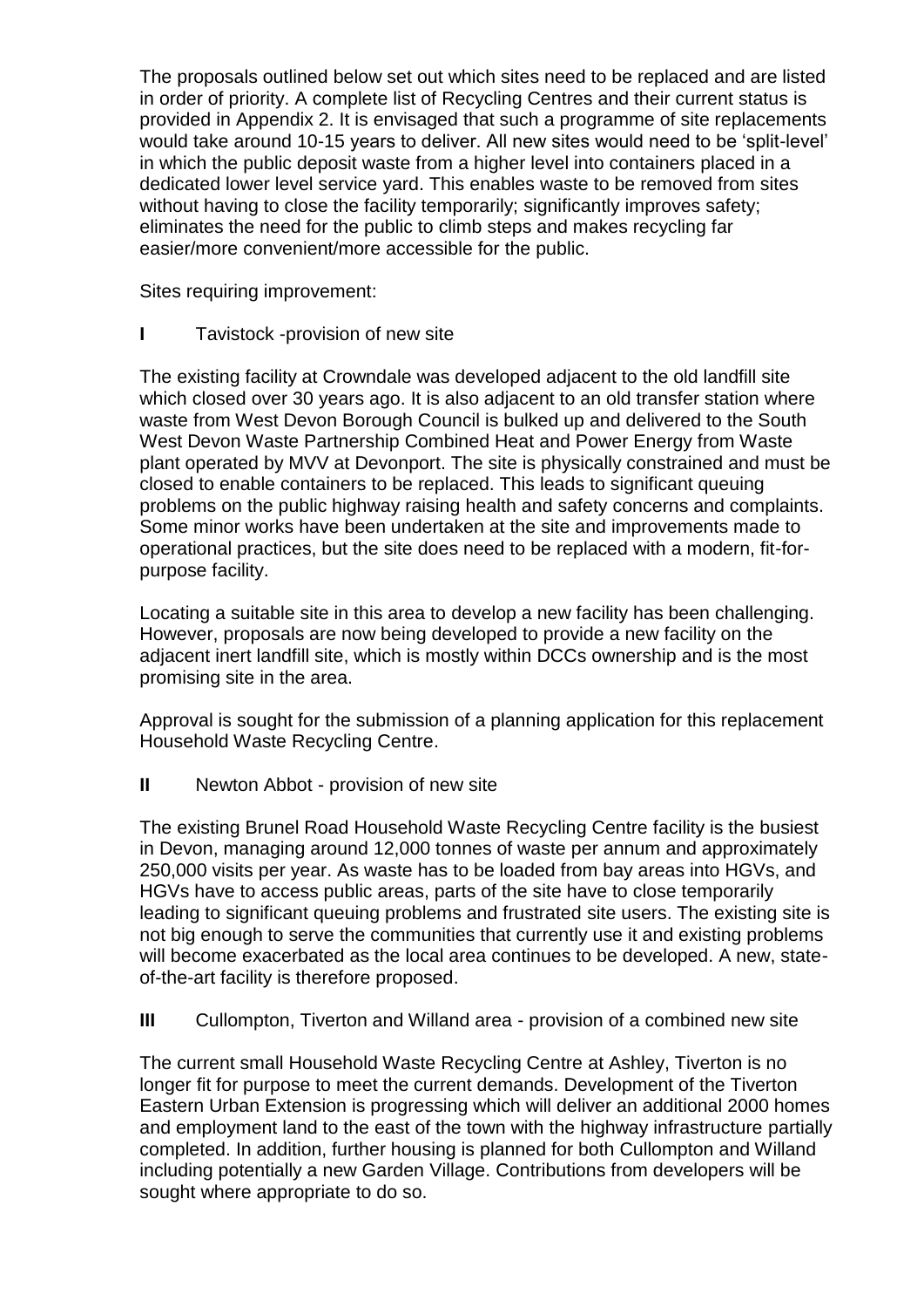The proposals outlined below set out which sites need to be replaced and are listed in order of priority. A complete list of Recycling Centres and their current status is provided in Appendix 2. It is envisaged that such a programme of site replacements would take around 10-15 years to deliver. All new sites would need to be 'split-level' in which the public deposit waste from a higher level into containers placed in a dedicated lower level service yard. This enables waste to be removed from sites without having to close the facility temporarily; significantly improves safety; eliminates the need for the public to climb steps and makes recycling far easier/more convenient/more accessible for the public.

Sites requiring improvement:

**I** Tavistock -provision of new site

The existing facility at Crowndale was developed adjacent to the old landfill site which closed over 30 years ago. It is also adjacent to an old transfer station where waste from West Devon Borough Council is bulked up and delivered to the South West Devon Waste Partnership Combined Heat and Power Energy from Waste plant operated by MVV at Devonport. The site is physically constrained and must be closed to enable containers to be replaced. This leads to significant queuing problems on the public highway raising health and safety concerns and complaints. Some minor works have been undertaken at the site and improvements made to operational practices, but the site does need to be replaced with a modern, fit-for-purpose facility.

Locating a suitable site in this area to develop a new facility has been challenging. However, proposals are now being developed to provide a new facility on the adjacent inert landfill site, which is mostly within DCCs ownership and is the most promising site in the area.

Approval is sought for the submission of a planning application for this replacement Household Waste Recycling Centre.

**II** Newton Abbot - provision of new site

The existing Brunel Road Household Waste Recycling Centre facility is the busiest in Devon, managing around 12,000 tonnes of waste per annum and approximately 250,000 visits per year. As waste has to be loaded from bay areas into HGVs, and HGVs have to access public areas, parts of the site have to close temporarily leading to significant queuing problems and frustrated site users. The existing site is not big enough to serve the communities that currently use it and existing problems will become exacerbated as the local area continues to be developed. A new, state-of-the-art facility is therefore proposed.

**III** Cullompton, Tiverton and Willand area - provision of a combined new site

The current small Household Waste Recycling Centre at Ashley, Tiverton is no longer fit for purpose to meet the current demands. Development of the Tiverton Eastern Urban Extension is progressing which will deliver an additional 2000 homes and employment land to the east of the town with the highway infrastructure partially completed. In addition, further housing is planned for both Cullompton and Willand including potentially a new Garden Village. Contributions from developers will be sought where appropriate to do so.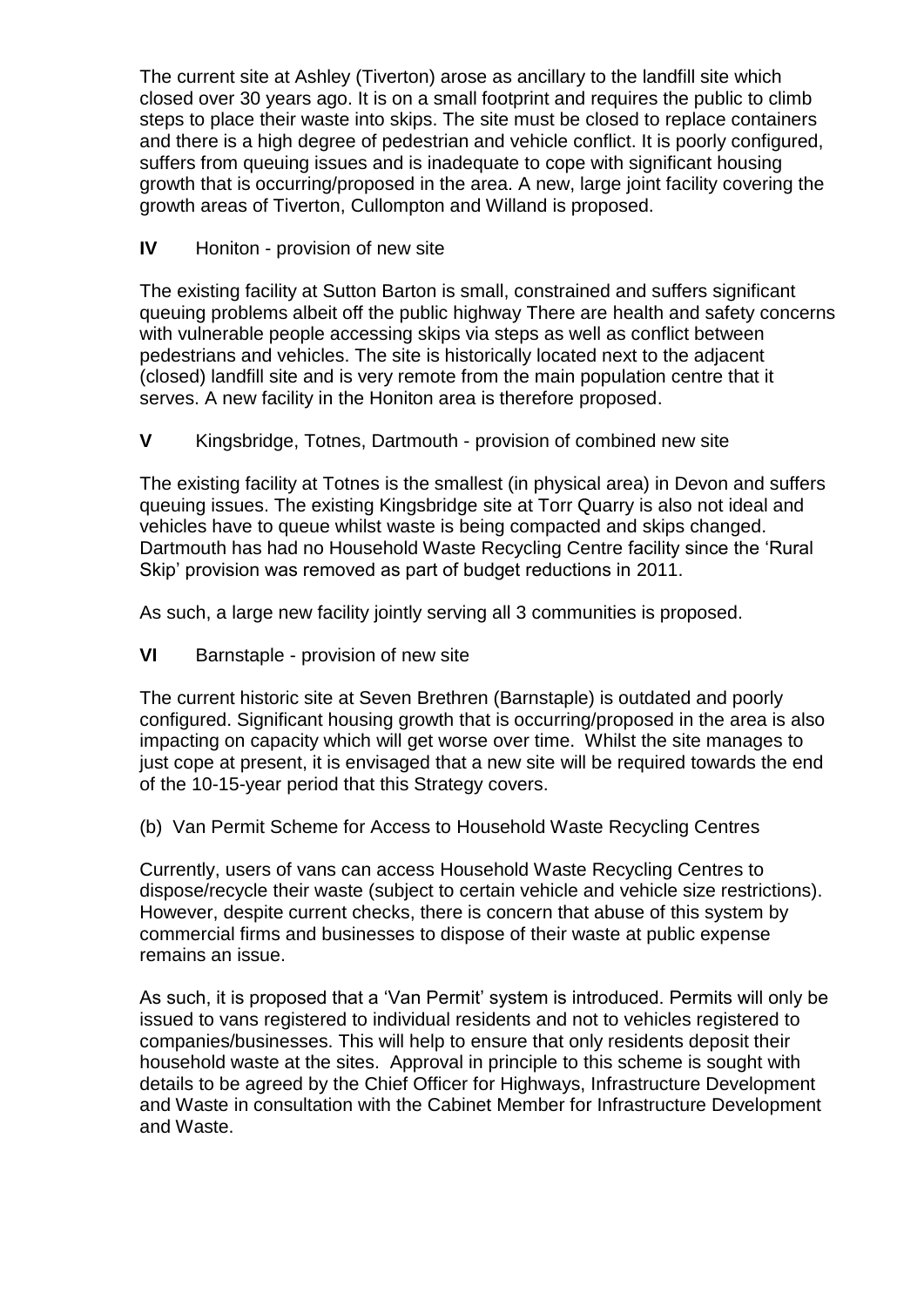The current site at Ashley (Tiverton) arose as ancillary to the landfill site which closed over 30 years ago. It is on a small footprint and requires the public to climb steps to place their waste into skips. The site must be closed to replace containers and there is a high degree of pedestrian and vehicle conflict. It is poorly configured, suffers from queuing issues and is inadequate to cope with significant housing growth that is occurring/proposed in the area. A new, large joint facility covering the growth areas of Tiverton, Cullompton and Willand is proposed.

**IV** Honiton - provision of new site

The existing facility at Sutton Barton is small, constrained and suffers significant queuing problems albeit off the public highway There are health and safety concerns with vulnerable people accessing skips via steps as well as conflict between pedestrians and vehicles. The site is historically located next to the adjacent (closed) landfill site and is very remote from the main population centre that it serves. A new facility in the Honiton area is therefore proposed.

**V** Kingsbridge, Totnes, Dartmouth - provision of combined new site

The existing facility at Totnes is the smallest (in physical area) in Devon and suffers queuing issues. The existing Kingsbridge site at Torr Quarry is also not ideal and vehicles have to queue whilst waste is being compacted and skips changed. Dartmouth has had no Household Waste Recycling Centre facility since the 'Rural Skip' provision was removed as part of budget reductions in 2011.

As such, a large new facility jointly serving all 3 communities is proposed.

**VI** Barnstaple - provision of new site

The current historic site at Seven Brethren (Barnstaple) is outdated and poorly configured. Significant housing growth that is occurring/proposed in the area is also impacting on capacity which will get worse over time. Whilst the site manages to just cope at present, it is envisaged that a new site will be required towards the end of the 10-15-year period that this Strategy covers.

(b) Van Permit Scheme for Access to Household Waste Recycling Centres

Currently, users of vans can access Household Waste Recycling Centres to dispose/recycle their waste (subject to certain vehicle and vehicle size restrictions). However, despite current checks, there is concern that abuse of this system by commercial firms and businesses to dispose of their waste at public expense remains an issue.

As such, it is proposed that a 'Van Permit' system is introduced. Permits will only be issued to vans registered to individual residents and not to vehicles registered to companies/businesses. This will help to ensure that only residents deposit their household waste at the sites. Approval in principle to this scheme is sought with details to be agreed by the Chief Officer for Highways, Infrastructure Development and Waste in consultation with the Cabinet Member for Infrastructure Development and Waste.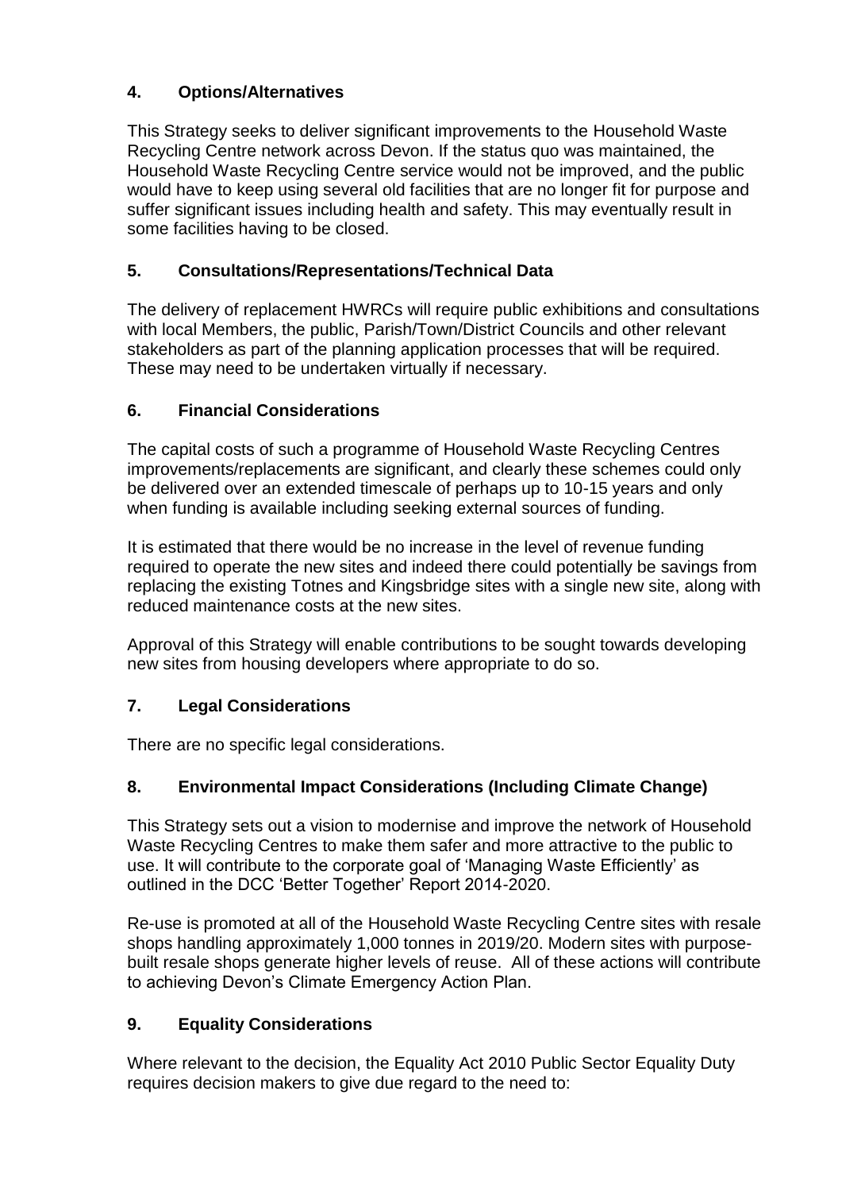## 4. Options/Alternatives

This Strategy seeks to deliver significant improvements to the Household Waste Recycling Centre network across Devon. If the status quo was maintained, the Household Waste Recycling Centre service would not be improved, and the public would have to keep using several old facilities that are no longer fit for purpose and suffer significant issues including health and safety. This may eventually result in some facilities having to be closed.

## 5. Consultations/Representations/Technical Data

The delivery of replacement HWRCs will require public exhibitions and consultations with local Members, the public, Parish/Town/District Councils and other relevant stakeholders as part of the planning application processes that will be required. These may need to be undertaken virtually if necessary.

## 6. Financial Considerations

The capital costs of such a programme of Household Waste Recycling Centres improvements/replacements are significant, and clearly these schemes could only be delivered over an extended timescale of perhaps up to 10-15 years and only when funding is available including seeking external sources of funding.

It is estimated that there would be no increase in the level of revenue funding required to operate the new sites and indeed there could potentially be savings from replacing the existing Totnes and Kingsbridge sites with a single new site, along with reduced maintenance costs at the new sites.

Approval of this Strategy will enable contributions to be sought towards developing new sites from housing developers where appropriate to do so.

## 7. Legal Considerations

There are no specific legal considerations.

## 8. Environmental Impact Considerations (Including Climate Change)

This Strategy sets out a vision to modernise and improve the network of Household Waste Recycling Centres to make them safer and more attractive to the public to use. It will contribute to the corporate goal of 'Managing Waste Efficiently' as outlined in the DCC 'Better Together' Report 2014-2020.

Re-use is promoted at all of the Household Waste Recycling Centre sites with resale shops handling approximately 1,000 tonnes in 2019/20. Modern sites with purpose-built resale shops generate higher levels of reuse. All of these actions will contribute to achieving Devon's Climate Emergency Action Plan.

## 9. Equality Considerations

Where relevant to the decision, the Equality Act 2010 Public Sector Equality Duty requires decision makers to give due regard to the need to: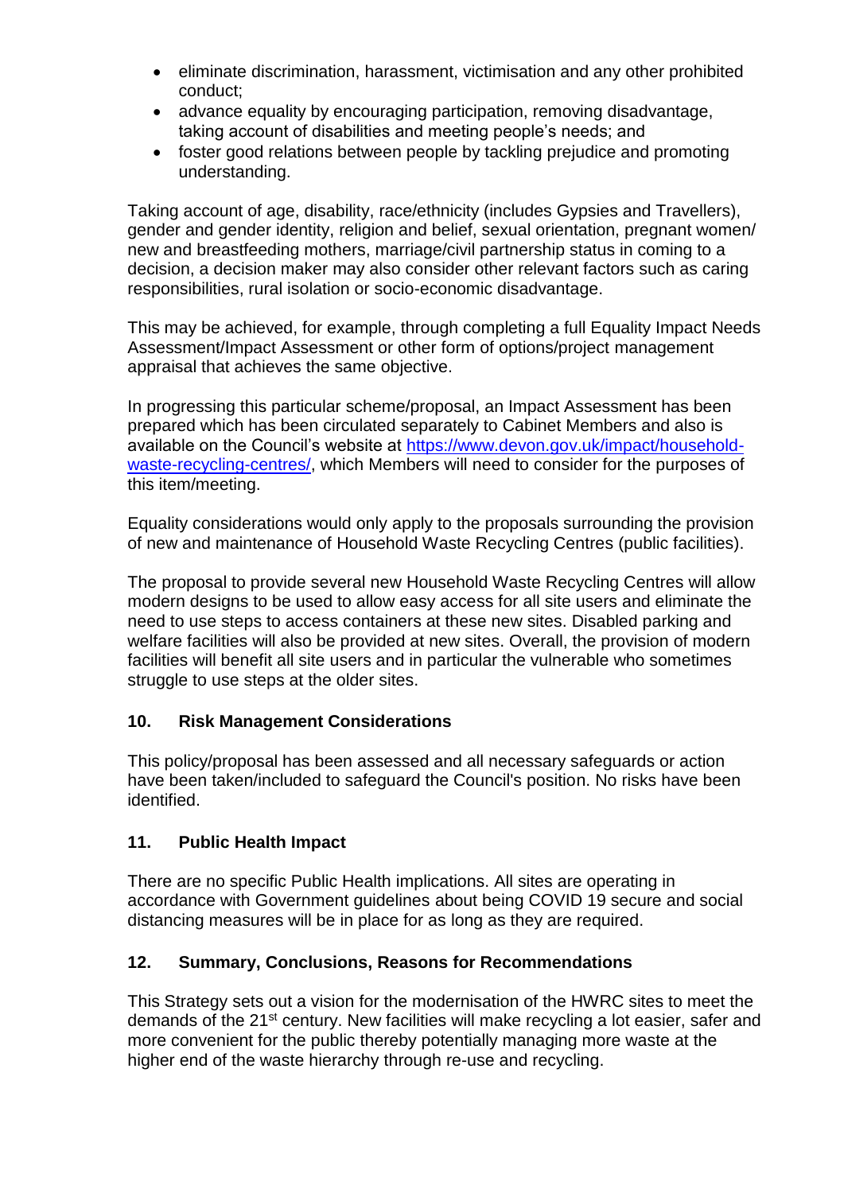- eliminate discrimination, harassment, victimisation and any other prohibited conduct;
- advance equality by encouraging participation, removing disadvantage, taking account of disabilities and meeting people's needs; and
- foster good relations between people by tackling prejudice and promoting understanding.

Taking account of age, disability, race/ethnicity (includes Gypsies and Travellers), gender and gender identity, religion and belief, sexual orientation, pregnant women/ new and breastfeeding mothers, marriage/civil partnership status in coming to a decision, a decision maker may also consider other relevant factors such as caring responsibilities, rural isolation or socio-economic disadvantage.

This may be achieved, for example, through completing a full Equality Impact Needs Assessment/Impact Assessment or other form of options/project management appraisal that achieves the same objective.

In progressing this particular scheme/proposal, an Impact Assessment has been prepared which has been circulated separately to Cabinet Members and also is available on the Council's website at [https://www.devon.gov.uk/impact/household-waste-recycling-centres/](https://www.devon.gov.uk/impact/household-waste-recycling-centres/), which Members will need to consider for the purposes of this item/meeting.

Equality considerations would only apply to the proposals surrounding the provision of new and maintenance of Household Waste Recycling Centres (public facilities).

The proposal to provide several new Household Waste Recycling Centres will allow modern designs to be used to allow easy access for all site users and eliminate the need to use steps to access containers at these new sites. Disabled parking and welfare facilities will also be provided at new sites. Overall, the provision of modern facilities will benefit all site users and in particular the vulnerable who sometimes struggle to use steps at the older sites.

## 10. Risk Management Considerations

This policy/proposal has been assessed and all necessary safeguards or action have been taken/included to safeguard the Council's position. No risks have been identified.

## 11. Public Health Impact

There are no specific Public Health implications. All sites are operating in accordance with Government guidelines about being COVID 19 secure and social distancing measures will be in place for as long as they are required.

## 12. Summary, Conclusions, Reasons for Recommendations

This Strategy sets out a vision for the modernisation of the HWRC sites to meet the demands of the 21st century. New facilities will make recycling a lot easier, safer and more convenient for the public thereby potentially managing more waste at the higher end of the waste hierarchy through re-use and recycling.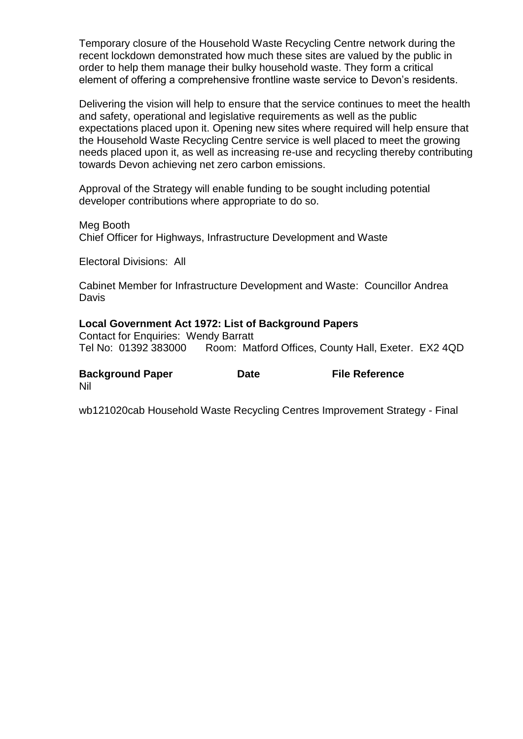Temporary closure of the Household Waste Recycling Centre network during the recent lockdown demonstrated how much these sites are valued by the public in order to help them manage their bulky household waste. They form a critical element of offering a comprehensive frontline waste service to Devon's residents.

Delivering the vision will help to ensure that the service continues to meet the health and safety, operational and legislative requirements as well as the public expectations placed upon it. Opening new sites where required will help ensure that the Household Waste Recycling Centre service is well placed to meet the growing needs placed upon it, as well as increasing re-use and recycling thereby contributing towards Devon achieving net zero carbon emissions.

Approval of the Strategy will enable funding to be sought including potential developer contributions where appropriate to do so.

Meg Booth
Chief Officer for Highways, Infrastructure Development and Waste

Electoral Divisions: All

Cabinet Member for Infrastructure Development and Waste: Councillor Andrea Davis

**Local Government Act 1972: List of Background Papers**

Contact for Enquiries: Wendy Barratt
Tel No: 01392 383000 Room: Matford Offices, County Hall, Exeter. EX2 4QD

| **Background Paper** | **Date** | **File Reference** |
| --- | --- | --- |
| Nil | | |

wb121020cab Household Waste Recycling Centres Improvement Strategy - Final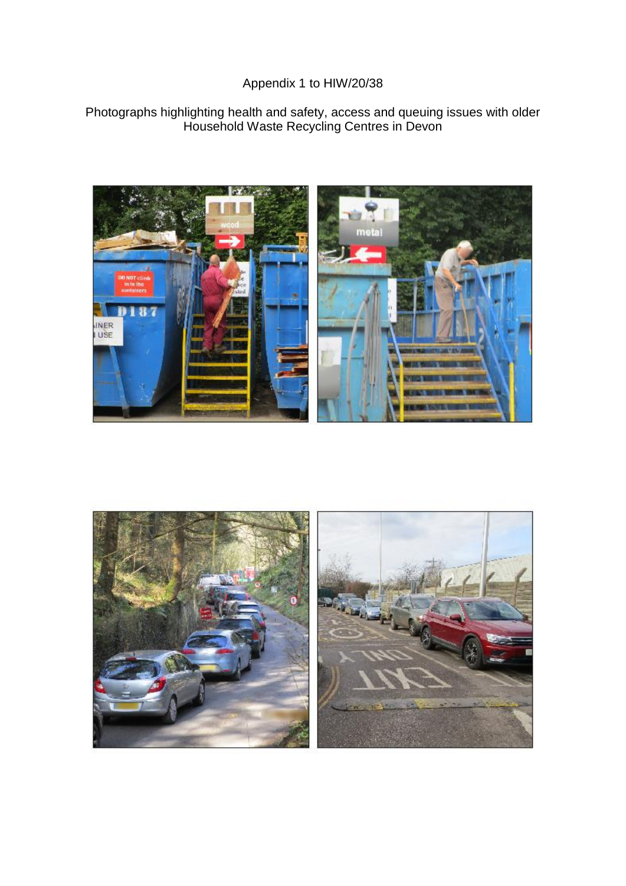Appendix 1 to HIW/20/38

Photographs highlighting health and safety, access and queuing issues with older Household Waste Recycling Centres in Devon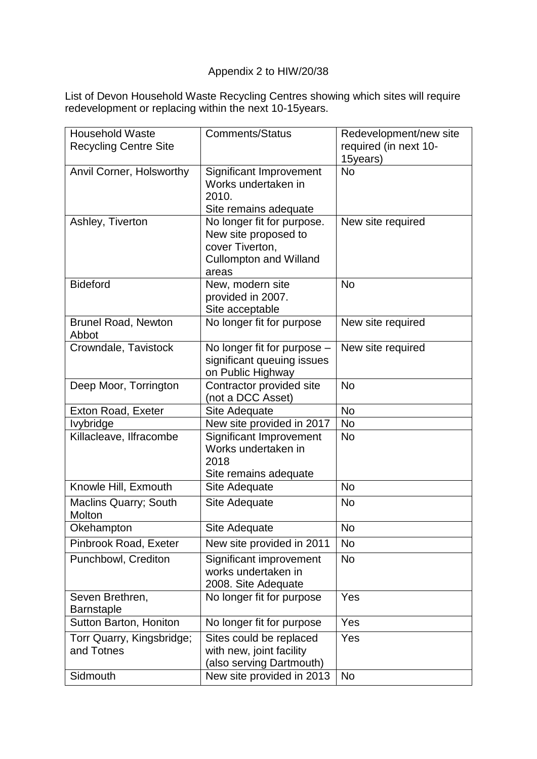Appendix 2 to HIW/20/38

List of Devon Household Waste Recycling Centres showing which sites will require redevelopment or replacing within the next 10-15years.

| Household Waste Recycling Centre Site | Comments/Status | Redevelopment/new site required (in next 10-15years) |
|---|---|---|
| Anvil Corner, Holsworthy | Significant Improvement Works undertaken in 2010. Site remains adequate | No |
| Ashley, Tiverton | No longer fit for purpose. New site proposed to cover Tiverton, Cullompton and Willand areas | New site required |
| Bideford | New, modern site provided in 2007. Site acceptable | No |
| Brunel Road, Newton Abbot | No longer fit for purpose | New site required |
| Crowndale, Tavistock | No longer fit for purpose – significant queuing issues on Public Highway | New site required |
| Deep Moor, Torrington | Contractor provided site (not a DCC Asset) | No |
| Exton Road, Exeter | Site Adequate | No |
| Ivybridge | New site provided in 2017 | No |
| Killacleave, Ilfracombe | Significant Improvement Works undertaken in 2018 Site remains adequate | No |
| Knowle Hill, Exmouth | Site Adequate | No |
| Maclins Quarry; South Molton | Site Adequate | No |
| Okehampton | Site Adequate | No |
| Pinbrook Road, Exeter | New site provided in 2011 | No |
| Punchbowl, Crediton | Significant improvement works undertaken in 2008. Site Adequate | No |
| Seven Brethren, Barnstaple | No longer fit for purpose | Yes |
| Sutton Barton, Honiton | No longer fit for purpose | Yes |
| Torr Quarry, Kingsbridge; and Totnes | Sites could be replaced with new, joint facility (also serving Dartmouth) | Yes |
| Sidmouth | New site provided in 2013 | No |